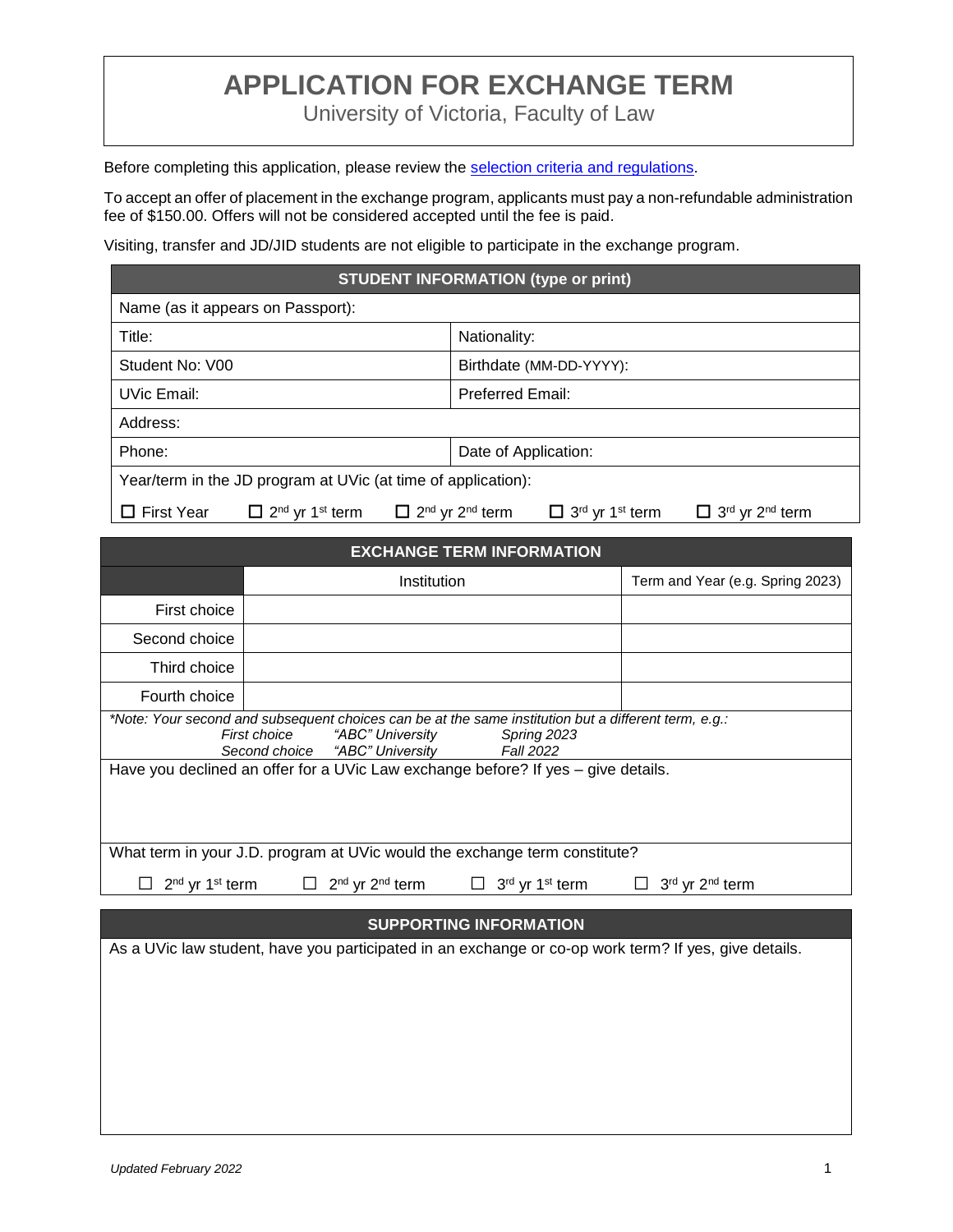# APPLICATION FOR EXCHANGE TERM

University of Victoria, Faculty of Law

Before completing this application, please review the selection criteria and regulations.

To accept an offer of placement in the exchange program, applicants must pay a non-refundable administration fee of $150.00. Offers will not be considered accepted until the fee is paid.

Visiting, transfer and JD/JID students are not eligible to participate in the exchange program.

| STUDENT INFORMATION (type or print) | |
|---|---|
| Name (as it appears on Passport): | |
| Title: | Nationality: |
| Student No: V00 | Birthdate (MM-DD-YYYY): |
| UVic Email: | Preferred Email: |
| Address: | |
| Phone: | Date of Application: |
| Year/term in the JD program at UVic (at time of application): | |

☐ First Year ☐ 2nd yr 1st term ☐ 2nd yr 2nd term ☐ 3rd yr 1st term ☐ 3rd yr 2nd term

## EXCHANGE TERM INFORMATION

| | Institution | Term and Year (e.g. Spring 2023) |
|---|---|---|
| First choice | | |
| Second choice | | |
| Third choice | | |
| Fourth choice | | |

*\*Note: Your second and subsequent choices can be at the same institution but a different term, e.g.:*

| | | |
|---|---|---|
| *First choice* | *"ABC" University* | *Spring 2023* |
| *Second choice* | *"ABC" University* | *Fall 2022* |

Have you declined an offer for a UVic Law exchange before? If yes – give details.

What term in your J.D. program at UVic would the exchange term constitute?

☐ 2nd yr 1st term ☐ 2nd yr 2nd term ☐ 3rd yr 1st term ☐ 3rd yr 2nd term

## SUPPORTING INFORMATION

As a UVic law student, have you participated in an exchange or co-op work term? If yes, give details.

*Updated February 2022*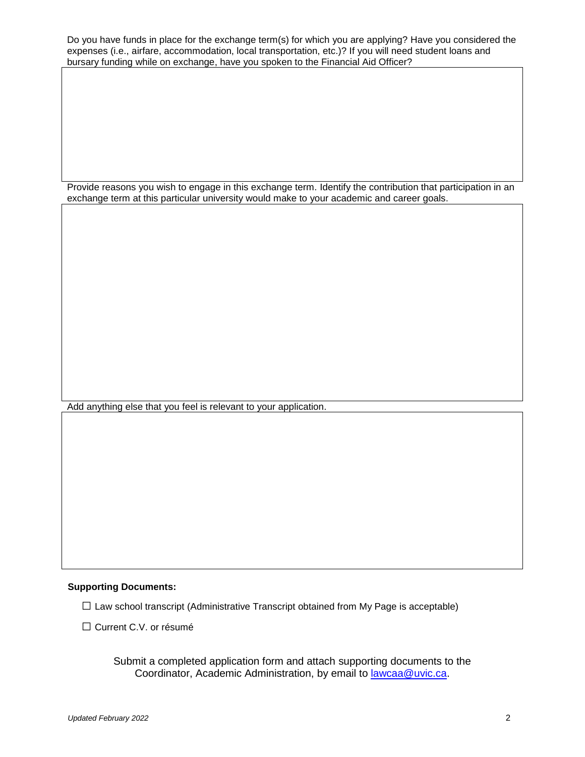Do you have funds in place for the exchange term(s) for which you are applying? Have you considered the expenses (i.e., airfare, accommodation, local transportation, etc.)? If you will need student loans and bursary funding while on exchange, have you spoken to the Financial Aid Officer?

Provide reasons you wish to engage in this exchange term. Identify the contribution that participation in an exchange term at this particular university would make to your academic and career goals.

Add anything else that you feel is relevant to your application.

**Supporting Documents:**

☐ Law school transcript (Administrative Transcript obtained from My Page is acceptable)

☐ Current C.V. or résumé

Submit a completed application form and attach supporting documents to the Coordinator, Academic Administration, by email to lawcaa@uvic.ca.

*Updated February 2022*